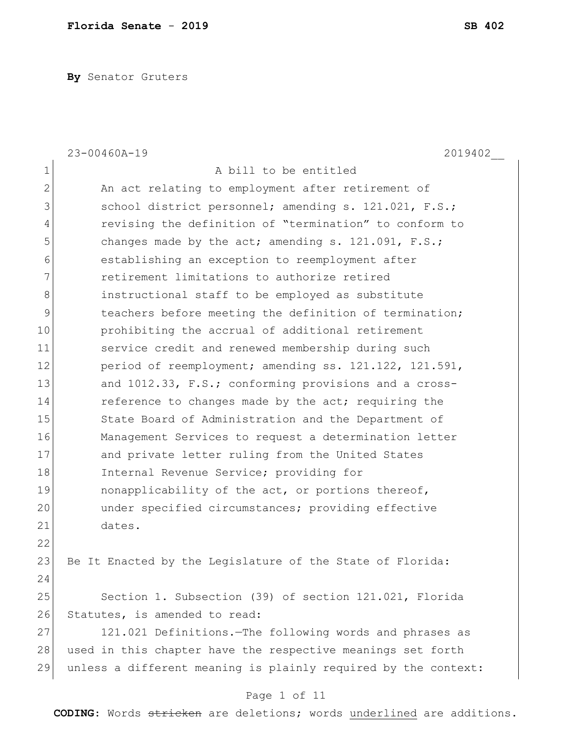**By** Senator Gruters

23-00460A-19 2019402__

A bill to be entitled

An act relating to employment after retirement of school district personnel; amending s. 121.021, F.S.; revising the definition of "termination" to conform to changes made by the act; amending s. 121.091, F.S.; establishing an exception to reemployment after retirement limitations to authorize retired instructional staff to be employed as substitute teachers before meeting the definition of termination; prohibiting the accrual of additional retirement service credit and renewed membership during such period of reemployment; amending ss. 121.122, 121.591, and 1012.33, F.S.; conforming provisions and a cross-reference to changes made by the act; requiring the State Board of Administration and the Department of Management Services to request a determination letter and private letter ruling from the United States Internal Revenue Service; providing for nonapplicability of the act, or portions thereof, under specified circumstances; providing effective dates.

Be It Enacted by the Legislature of the State of Florida:

Section 1. Subsection (39) of section 121.021, Florida Statutes, is amended to read:

121.021 Definitions.—The following words and phrases as used in this chapter have the respective meanings set forth unless a different meaning is plainly required by the context: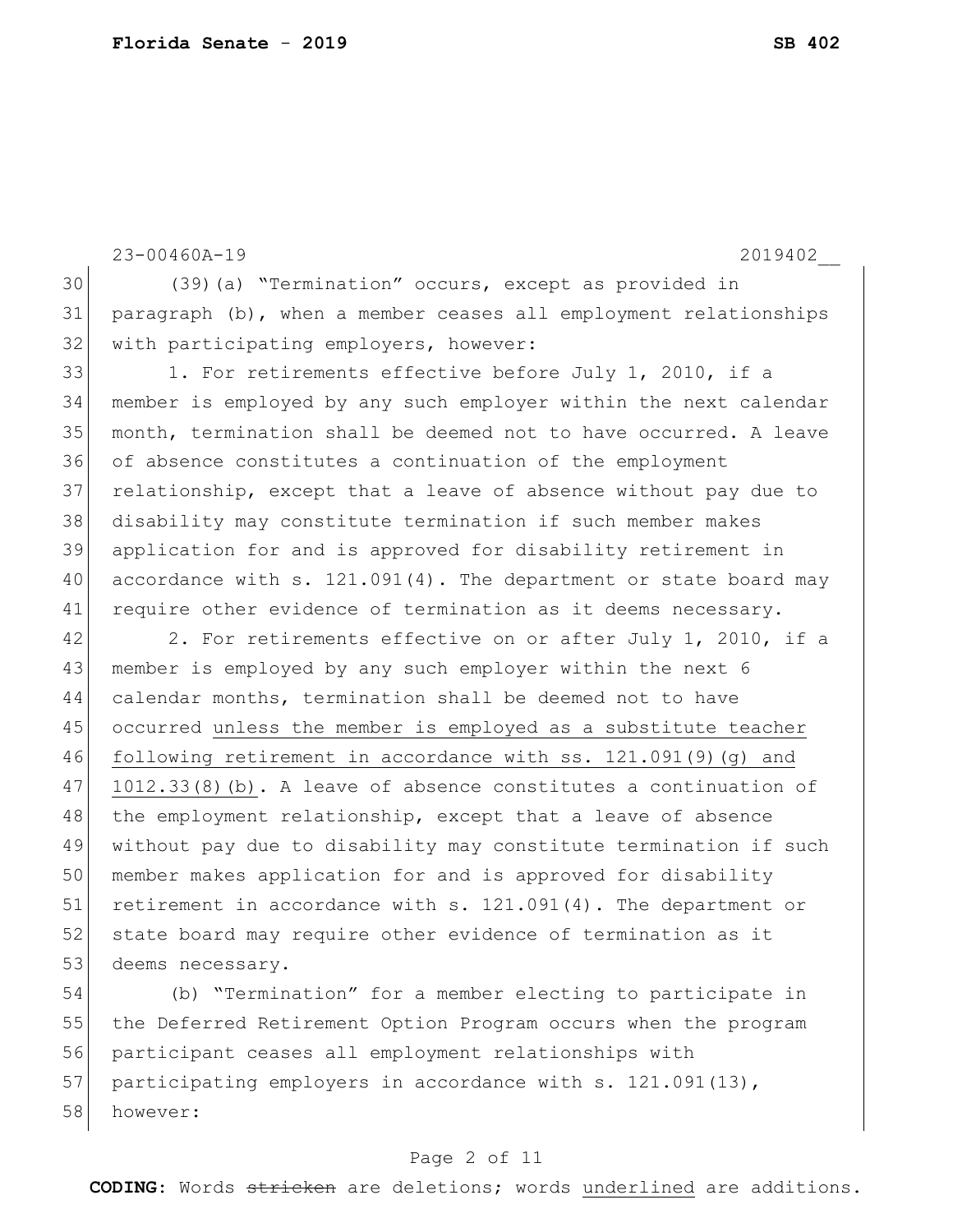(39)(a) "Termination" occurs, except as provided in paragraph (b), when a member ceases all employment relationships with participating employers, however:

1. For retirements effective before July 1, 2010, if a member is employed by any such employer within the next calendar month, termination shall be deemed not to have occurred. A leave of absence constitutes a continuation of the employment relationship, except that a leave of absence without pay due to disability may constitute termination if such member makes application for and is approved for disability retirement in accordance with s. 121.091(4). The department or state board may require other evidence of termination as it deems necessary.

2. For retirements effective on or after July 1, 2010, if a member is employed by any such employer within the next 6 calendar months, termination shall be deemed not to have occurred unless the member is employed as a substitute teacher following retirement in accordance with ss. 121.091(9)(g) and 1012.33(8)(b). A leave of absence constitutes a continuation of the employment relationship, except that a leave of absence without pay due to disability may constitute termination if such member makes application for and is approved for disability retirement in accordance with s. 121.091(4). The department or state board may require other evidence of termination as it deems necessary.

(b) "Termination" for a member electing to participate in the Deferred Retirement Option Program occurs when the program participant ceases all employment relationships with participating employers in accordance with s. 121.091(13), however:

**CODING:** Words stricken are deletions; words underlined are additions.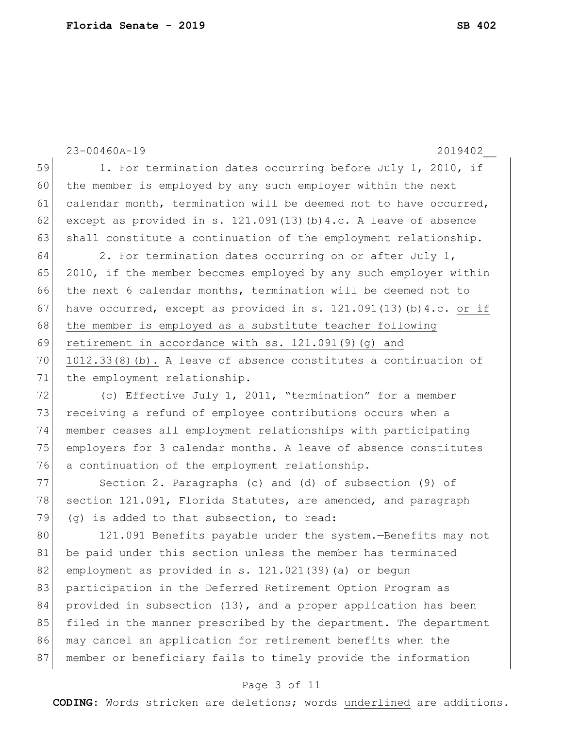1. For termination dates occurring before July 1, 2010, if the member is employed by any such employer within the next calendar month, termination will be deemed not to have occurred, except as provided in s. 121.091(13)(b)4.c. A leave of absence shall constitute a continuation of the employment relationship.

2. For termination dates occurring on or after July 1, 2010, if the member becomes employed by any such employer within the next 6 calendar months, termination will be deemed not to have occurred, except as provided in s. 121.091(13)(b)4.c. <u>or if the member is employed as a substitute teacher following retirement in accordance with ss. 121.091(9)(g) and 1012.33(8)(b).</u> A leave of absence constitutes a continuation of the employment relationship.

(c) Effective July 1, 2011, "termination" for a member receiving a refund of employee contributions occurs when a member ceases all employment relationships with participating employers for 3 calendar months. A leave of absence constitutes a continuation of the employment relationship.

Section 2. Paragraphs (c) and (d) of subsection (9) of section 121.091, Florida Statutes, are amended, and paragraph (g) is added to that subsection, to read:

121.091 Benefits payable under the system.—Benefits may not be paid under this section unless the member has terminated employment as provided in s. 121.021(39)(a) or begun participation in the Deferred Retirement Option Program as provided in subsection (13), and a proper application has been filed in the manner prescribed by the department. The department may cancel an application for retirement benefits when the member or beneficiary fails to timely provide the information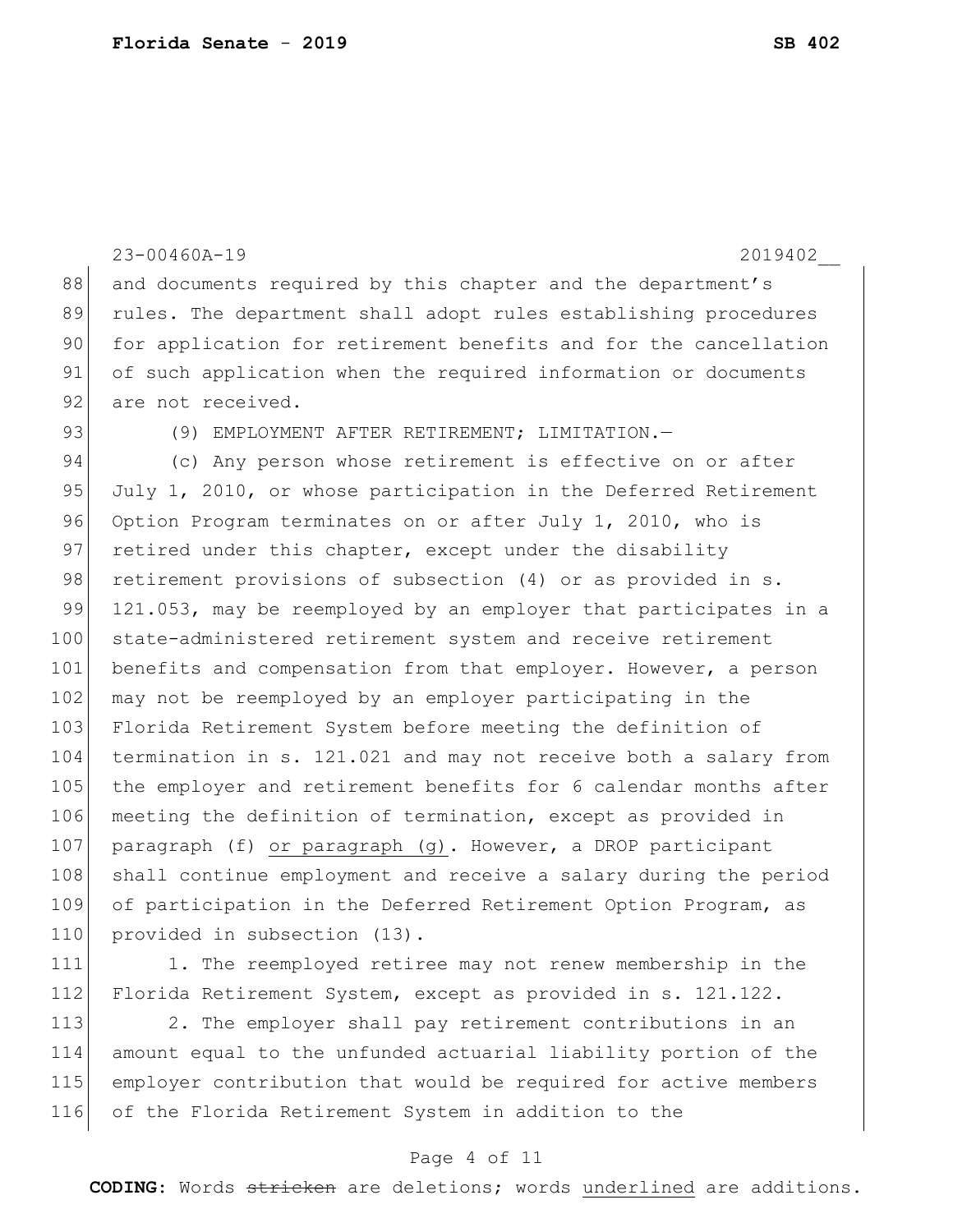and documents required by this chapter and the department's rules. The department shall adopt rules establishing procedures for application for retirement benefits and for the cancellation of such application when the required information or documents are not received.

(9) EMPLOYMENT AFTER RETIREMENT; LIMITATION.—

(c) Any person whose retirement is effective on or after July 1, 2010, or whose participation in the Deferred Retirement Option Program terminates on or after July 1, 2010, who is retired under this chapter, except under the disability retirement provisions of subsection (4) or as provided in s. 121.053, may be reemployed by an employer that participates in a state-administered retirement system and receive retirement benefits and compensation from that employer. However, a person may not be reemployed by an employer participating in the Florida Retirement System before meeting the definition of termination in s. 121.021 and may not receive both a salary from the employer and retirement benefits for 6 calendar months after meeting the definition of termination, except as provided in paragraph (f) <u>or paragraph (g)</u>. However, a DROP participant shall continue employment and receive a salary during the period of participation in the Deferred Retirement Option Program, as provided in subsection (13).

1. The reemployed retiree may not renew membership in the Florida Retirement System, except as provided in s. 121.122.

2. The employer shall pay retirement contributions in an amount equal to the unfunded actuarial liability portion of the employer contribution that would be required for active members of the Florida Retirement System in addition to the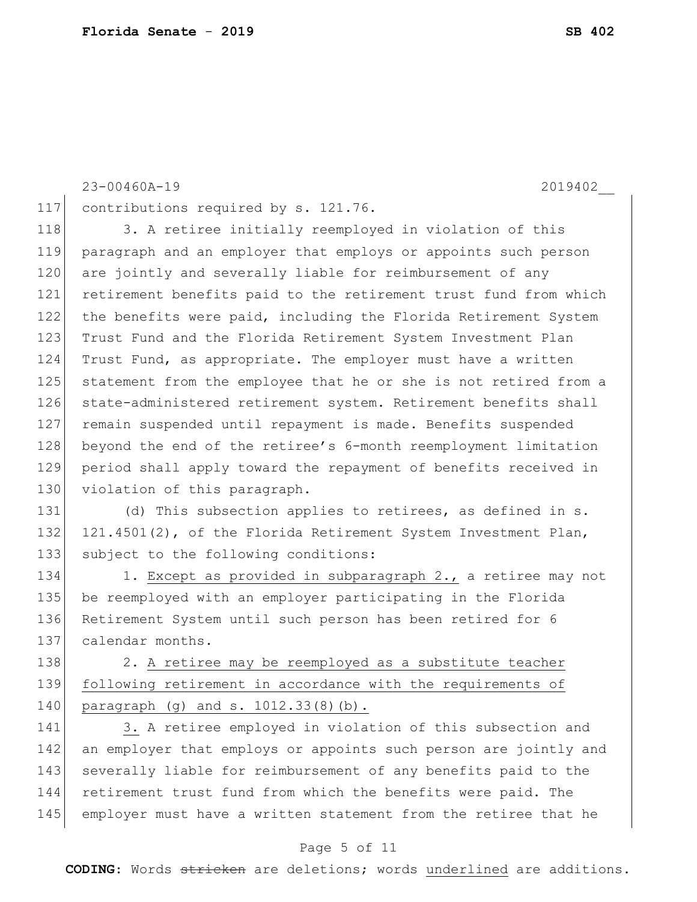contributions required by s. 121.76.

3. A retiree initially reemployed in violation of this paragraph and an employer that employs or appoints such person are jointly and severally liable for reimbursement of any retirement benefits paid to the retirement trust fund from which the benefits were paid, including the Florida Retirement System Trust Fund and the Florida Retirement System Investment Plan Trust Fund, as appropriate. The employer must have a written statement from the employee that he or she is not retired from a state-administered retirement system. Retirement benefits shall remain suspended until repayment is made. Benefits suspended beyond the end of the retiree's 6-month reemployment limitation period shall apply toward the repayment of benefits received in violation of this paragraph.

(d) This subsection applies to retirees, as defined in s. 121.4501(2), of the Florida Retirement System Investment Plan, subject to the following conditions:

1. <u>Except as provided in subparagraph 2.,</u> a retiree may not be reemployed with an employer participating in the Florida Retirement System until such person has been retired for 6 calendar months.

2. <u>A retiree may be reemployed as a substitute teacher following retirement in accordance with the requirements of paragraph (g) and s. 1012.33(8)(b).</u>

<u>3.</u> A retiree employed in violation of this subsection and an employer that employs or appoints such person are jointly and severally liable for reimbursement of any benefits paid to the retirement trust fund from which the benefits were paid. The employer must have a written statement from the retiree that he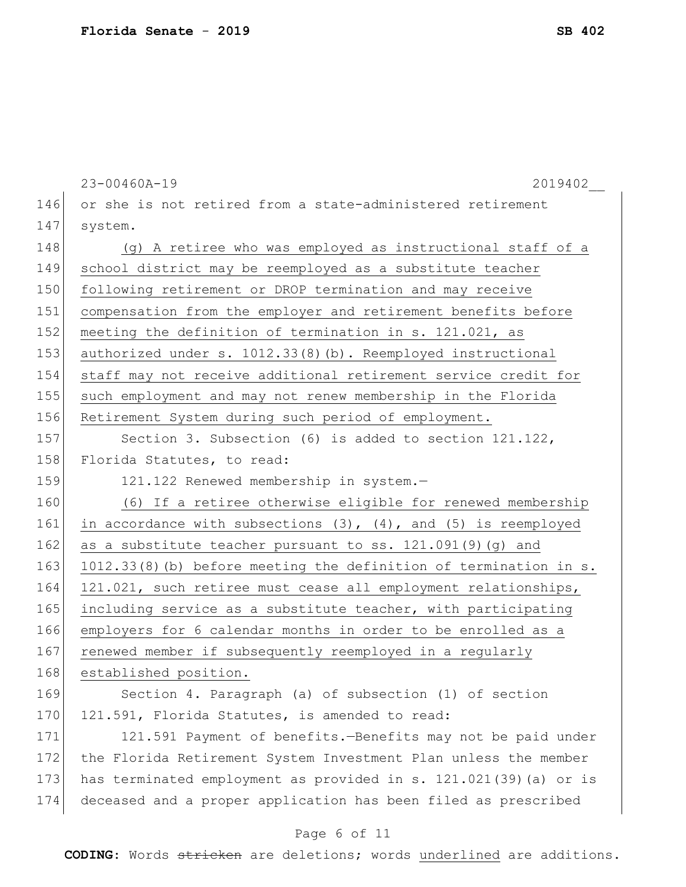or she is not retired from a state-administered retirement system.

(g) A retiree who was employed as instructional staff of a school district may be reemployed as a substitute teacher following retirement or DROP termination and may receive compensation from the employer and retirement benefits before meeting the definition of termination in s. 121.021, as authorized under s. 1012.33(8)(b). Reemployed instructional staff may not receive additional retirement service credit for such employment and may not renew membership in the Florida Retirement System during such period of employment.

Section 3. Subsection (6) is added to section 121.122, Florida Statutes, to read:

121.122 Renewed membership in system.—

(6) If a retiree otherwise eligible for renewed membership in accordance with subsections (3), (4), and (5) is reemployed as a substitute teacher pursuant to ss. 121.091(9)(g) and 1012.33(8)(b) before meeting the definition of termination in s. 121.021, such retiree must cease all employment relationships, including service as a substitute teacher, with participating employers for 6 calendar months in order to be enrolled as a renewed member if subsequently reemployed in a regularly established position.

Section 4. Paragraph (a) of subsection (1) of section 121.591, Florida Statutes, is amended to read:

121.591 Payment of benefits.—Benefits may not be paid under the Florida Retirement System Investment Plan unless the member has terminated employment as provided in s. 121.021(39)(a) or is deceased and a proper application has been filed as prescribed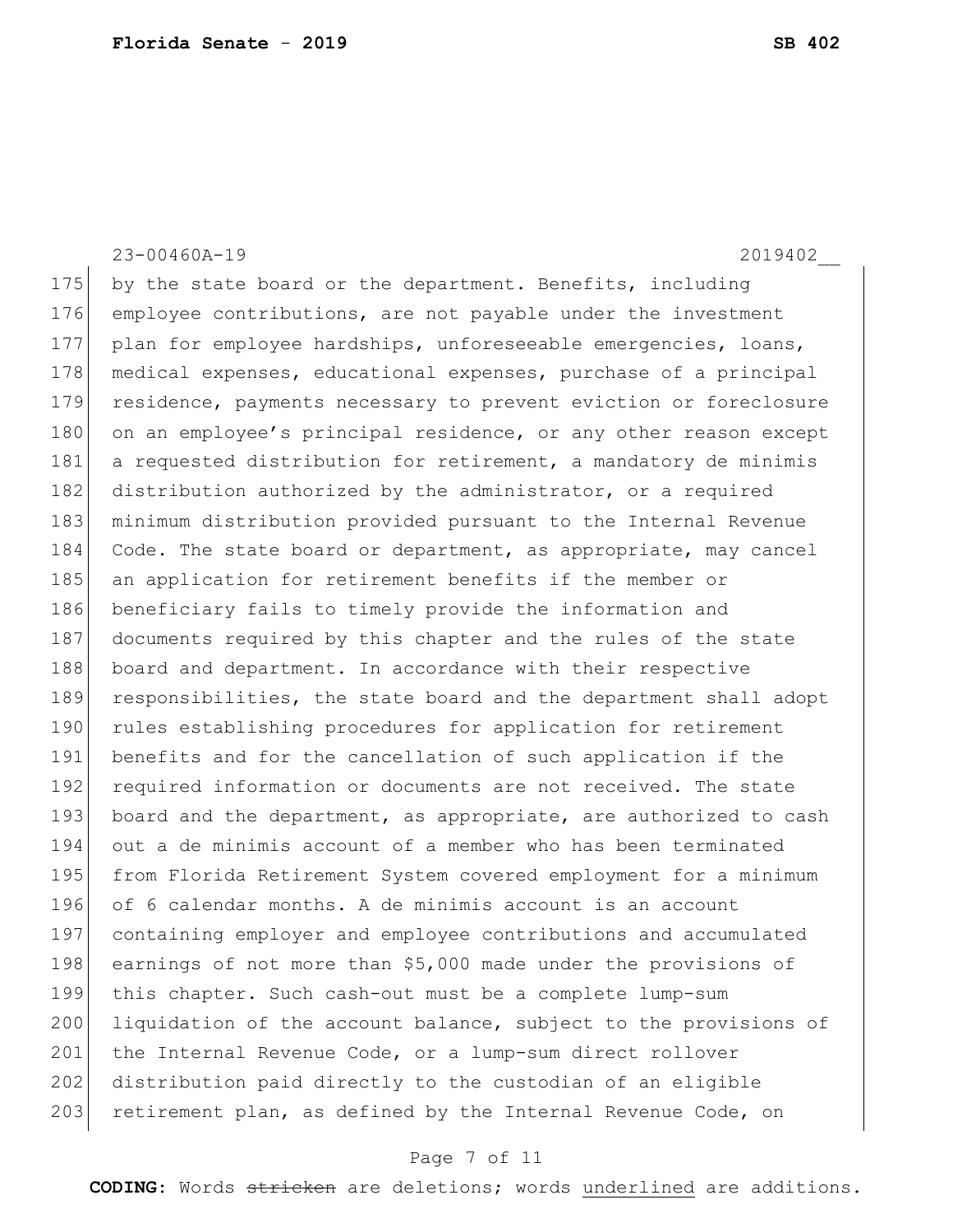by the state board or the department. Benefits, including employee contributions, are not payable under the investment plan for employee hardships, unforeseeable emergencies, loans, medical expenses, educational expenses, purchase of a principal residence, payments necessary to prevent eviction or foreclosure on an employee's principal residence, or any other reason except a requested distribution for retirement, a mandatory de minimis distribution authorized by the administrator, or a required minimum distribution provided pursuant to the Internal Revenue Code. The state board or department, as appropriate, may cancel an application for retirement benefits if the member or beneficiary fails to timely provide the information and documents required by this chapter and the rules of the state board and department. In accordance with their respective responsibilities, the state board and the department shall adopt rules establishing procedures for application for retirement benefits and for the cancellation of such application if the required information or documents are not received. The state board and the department, as appropriate, are authorized to cash out a de minimis account of a member who has been terminated from Florida Retirement System covered employment for a minimum of 6 calendar months. A de minimis account is an account containing employer and employee contributions and accumulated earnings of not more than $5,000 made under the provisions of this chapter. Such cash-out must be a complete lump-sum liquidation of the account balance, subject to the provisions of the Internal Revenue Code, or a lump-sum direct rollover distribution paid directly to the custodian of an eligible retirement plan, as defined by the Internal Revenue Code, on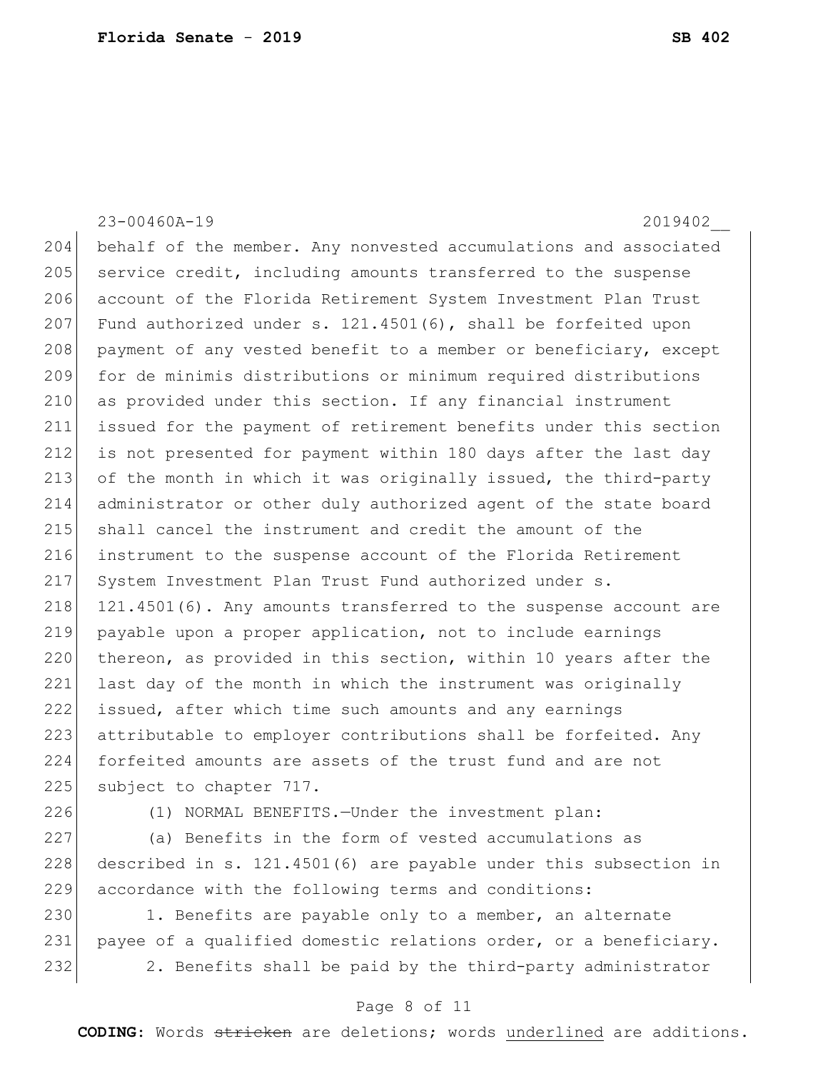behalf of the member. Any nonvested accumulations and associated service credit, including amounts transferred to the suspense account of the Florida Retirement System Investment Plan Trust Fund authorized under s. 121.4501(6), shall be forfeited upon payment of any vested benefit to a member or beneficiary, except for de minimis distributions or minimum required distributions as provided under this section. If any financial instrument issued for the payment of retirement benefits under this section is not presented for payment within 180 days after the last day of the month in which it was originally issued, the third-party administrator or other duly authorized agent of the state board shall cancel the instrument and credit the amount of the instrument to the suspense account of the Florida Retirement System Investment Plan Trust Fund authorized under s. 121.4501(6). Any amounts transferred to the suspense account are payable upon a proper application, not to include earnings thereon, as provided in this section, within 10 years after the last day of the month in which the instrument was originally issued, after which time such amounts and any earnings attributable to employer contributions shall be forfeited. Any forfeited amounts are assets of the trust fund and are not subject to chapter 717.

(1) NORMAL BENEFITS.—Under the investment plan:

(a) Benefits in the form of vested accumulations as described in s. 121.4501(6) are payable under this subsection in accordance with the following terms and conditions:

1. Benefits are payable only to a member, an alternate payee of a qualified domestic relations order, or a beneficiary.

2. Benefits shall be paid by the third-party administrator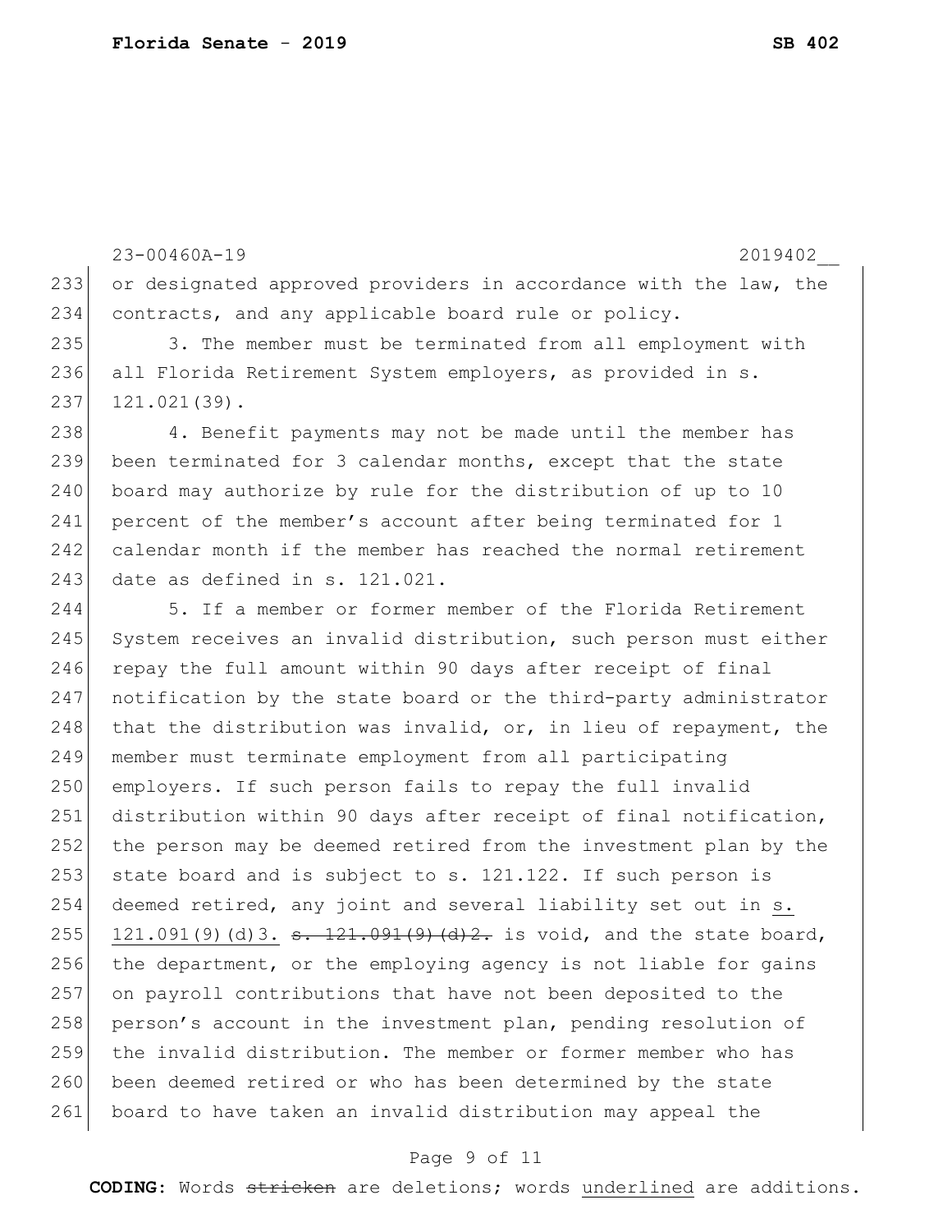or designated approved providers in accordance with the law, the contracts, and any applicable board rule or policy.

3. The member must be terminated from all employment with all Florida Retirement System employers, as provided in s. 121.021(39).

4. Benefit payments may not be made until the member has been terminated for 3 calendar months, except that the state board may authorize by rule for the distribution of up to 10 percent of the member's account after being terminated for 1 calendar month if the member has reached the normal retirement date as defined in s. 121.021.

5. If a member or former member of the Florida Retirement System receives an invalid distribution, such person must either repay the full amount within 90 days after receipt of final notification by the state board or the third-party administrator that the distribution was invalid, or, in lieu of repayment, the member must terminate employment from all participating employers. If such person fails to repay the full invalid distribution within 90 days after receipt of final notification, the person may be deemed retired from the investment plan by the state board and is subject to s. 121.122. If such person is deemed retired, any joint and several liability set out in <u>s. 121.091(9)(d)3.</u> ~~s. 121.091(9)(d)2.~~ is void, and the state board, the department, or the employing agency is not liable for gains on payroll contributions that have not been deposited to the person's account in the investment plan, pending resolution of the invalid distribution. The member or former member who has been deemed retired or who has been determined by the state board to have taken an invalid distribution may appeal the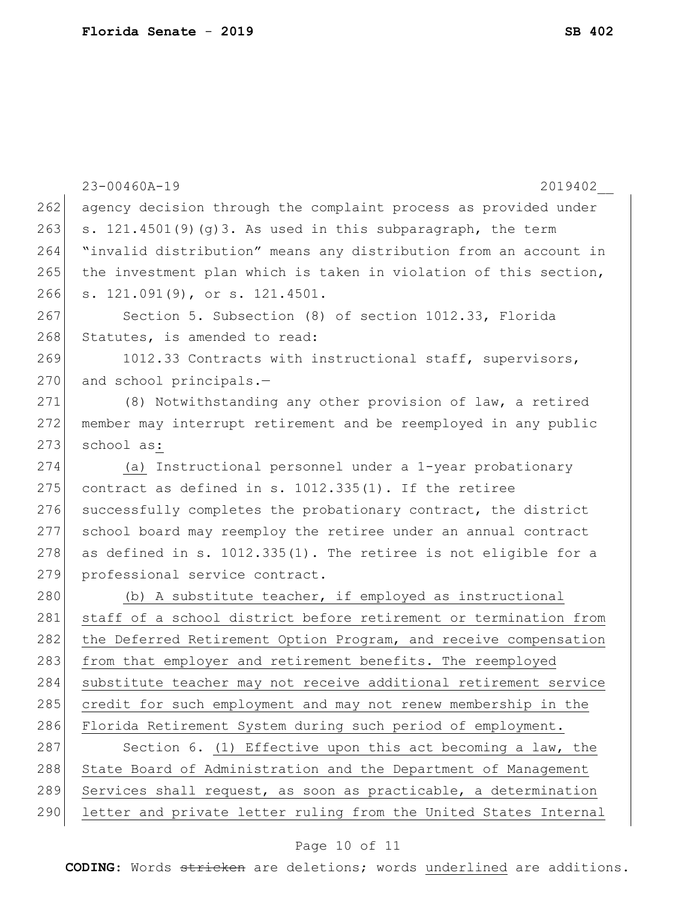agency decision through the complaint process as provided under s. 121.4501(9)(g)3. As used in this subparagraph, the term "invalid distribution" means any distribution from an account in the investment plan which is taken in violation of this section, s. 121.091(9), or s. 121.4501.

Section 5. Subsection (8) of section 1012.33, Florida Statutes, is amended to read:

1012.33 Contracts with instructional staff, supervisors, and school principals.—

(8) Notwithstanding any other provision of law, a retired member may interrupt retirement and be reemployed in any public school as:

(a) Instructional personnel under a 1-year probationary contract as defined in s. 1012.335(1). If the retiree successfully completes the probationary contract, the district school board may reemploy the retiree under an annual contract as defined in s. 1012.335(1). The retiree is not eligible for a professional service contract.

(b) A substitute teacher, if employed as instructional staff of a school district before retirement or termination from the Deferred Retirement Option Program, and receive compensation from that employer and retirement benefits. The reemployed substitute teacher may not receive additional retirement service credit for such employment and may not renew membership in the Florida Retirement System during such period of employment.

Section 6. (1) Effective upon this act becoming a law, the State Board of Administration and the Department of Management Services shall request, as soon as practicable, a determination letter and private letter ruling from the United States Internal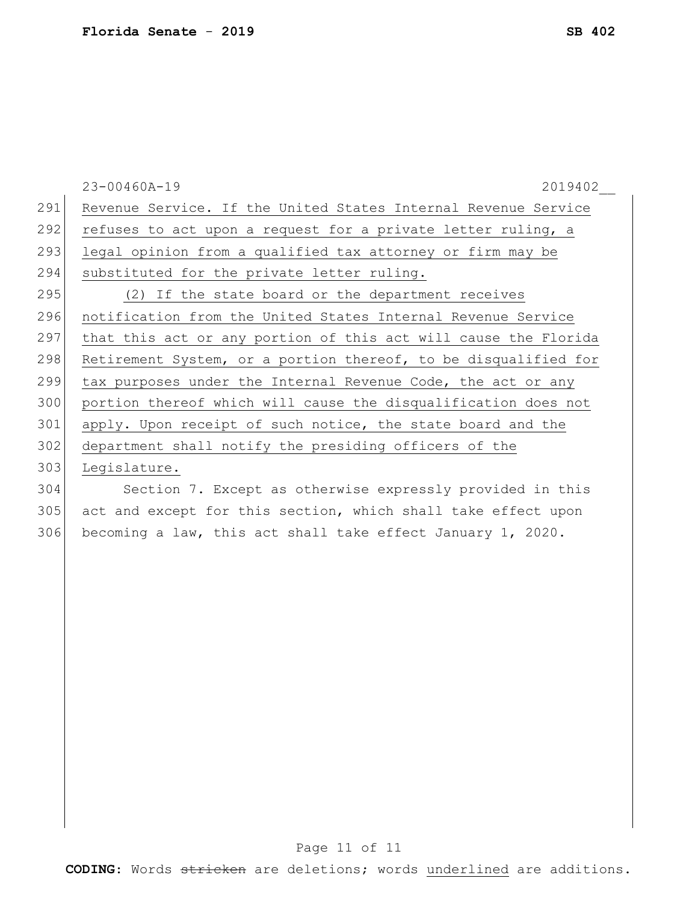Revenue Service. If the United States Internal Revenue Service refuses to act upon a request for a private letter ruling, a legal opinion from a qualified tax attorney or firm may be substituted for the private letter ruling.

(2) If the state board or the department receives notification from the United States Internal Revenue Service that this act or any portion of this act will cause the Florida Retirement System, or a portion thereof, to be disqualified for tax purposes under the Internal Revenue Code, the act or any portion thereof which will cause the disqualification does not apply. Upon receipt of such notice, the state board and the department shall notify the presiding officers of the Legislature.

Section 7. Except as otherwise expressly provided in this act and except for this section, which shall take effect upon becoming a law, this act shall take effect January 1, 2020.